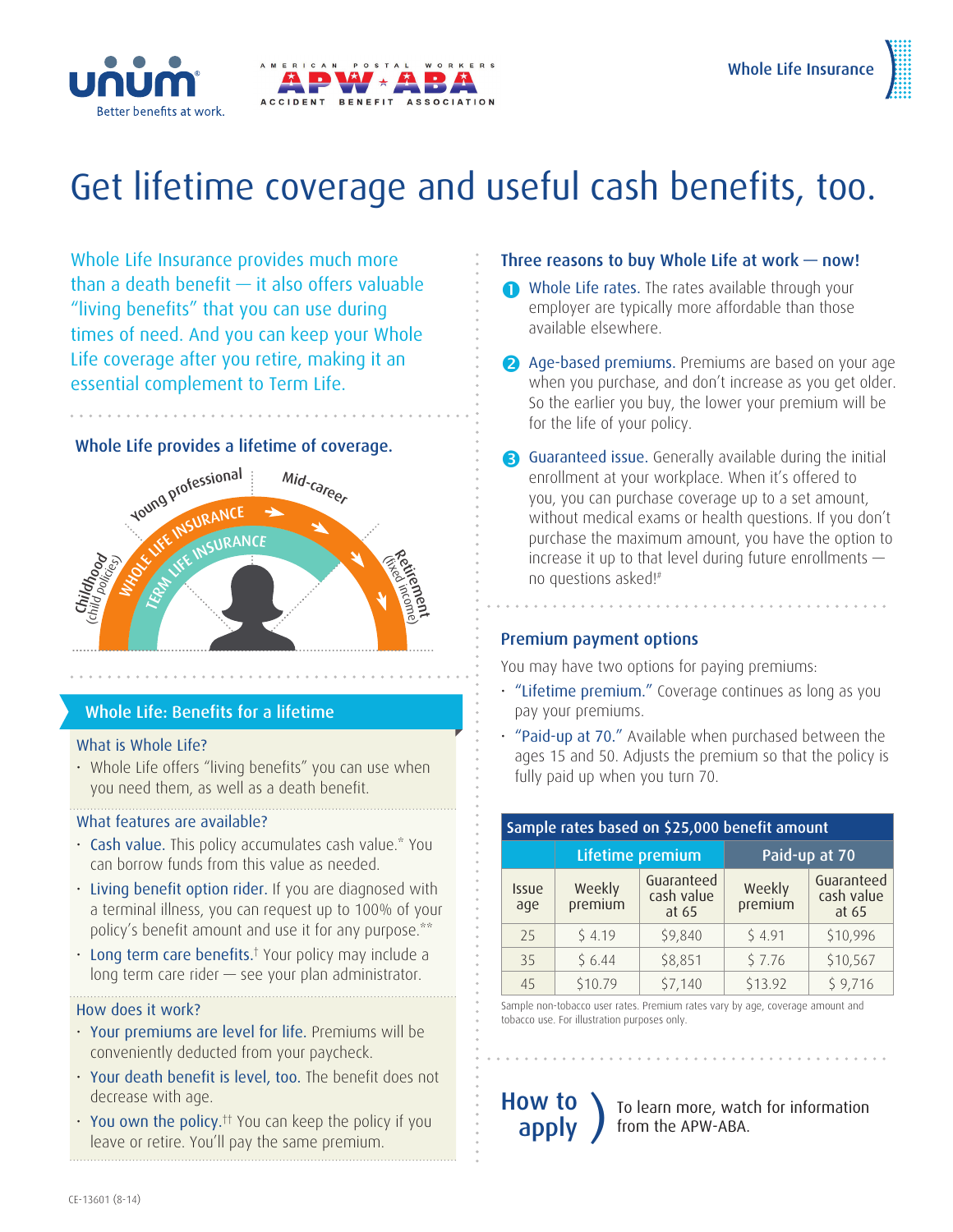Whole Life Insurance

# Get lifetime coverage and useful cash benefits, too.

Whole Life Insurance provides much more than a death benefit — it also offers valuable "living benefits" that you can use during times of need. And you can keep your Whole Life coverage after you retire, making it an essential complement to Term Life.

### Whole Life provides a lifetime of coverage.

Childhood (child policies) · Young professional · Mid-career · Retirement (fixed income)

WHOLE LIFE INSURANCE · TERM LIFE INSURANCE

## Whole Life: Benefits for a lifetime

### What is Whole Life?

- Whole Life offers "living benefits" you can use when you need them, as well as a death benefit.

### What features are available?

- Cash value. This policy accumulates cash value.* You can borrow funds from this value as needed.
- Living benefit option rider. If you are diagnosed with a terminal illness, you can request up to 100% of your policy's benefit amount and use it for any purpose.**
- Long term care benefits.† Your policy may include a long term care rider — see your plan administrator.

### How does it work?

- Your premiums are level for life. Premiums will be conveniently deducted from your paycheck.
- Your death benefit is level, too. The benefit does not decrease with age.
- You own the policy.†† You can keep the policy if you leave or retire. You'll pay the same premium.

### Three reasons to buy Whole Life at work — now!

1. Whole Life rates. The rates available through your employer are typically more affordable than those available elsewhere.
2. Age-based premiums. Premiums are based on your age when you purchase, and don't increase as you get older. So the earlier you buy, the lower your premium will be for the life of your policy.
3. Guaranteed issue. Generally available during the initial enrollment at your workplace. When it's offered to you, you can purchase coverage up to a set amount, without medical exams or health questions. If you don't purchase the maximum amount, you have the option to increase it up to that level during future enrollments — no questions asked!#

### Premium payment options

You may have two options for paying premiums:

- "Lifetime premium." Coverage continues as long as you pay your premiums.
- "Paid-up at 70." Available when purchased between the ages 15 and 50. Adjusts the premium so that the policy is fully paid up when you turn 70.

**Sample rates based on $25,000 benefit amount**

| | Lifetime premium | | Paid-up at 70 | |
|---|---|---|---|---|
| Issue age | Weekly premium | Guaranteed cash value at 65 | Weekly premium | Guaranteed cash value at 65 |
| 25 | $ 4.19 | $9,840 | $ 4.91 | $10,996 |
| 35 | $ 6.44 | $8,851 | $ 7.76 | $10,567 |
| 45 | $10.79 | $7,140 | $13.92 | $ 9,716 |

Sample non-tobacco user rates. Premium rates vary by age, coverage amount and tobacco use. For illustration purposes only.

## How to apply

To learn more, watch for information from the APW-ABA.

CE-13601 (8-14)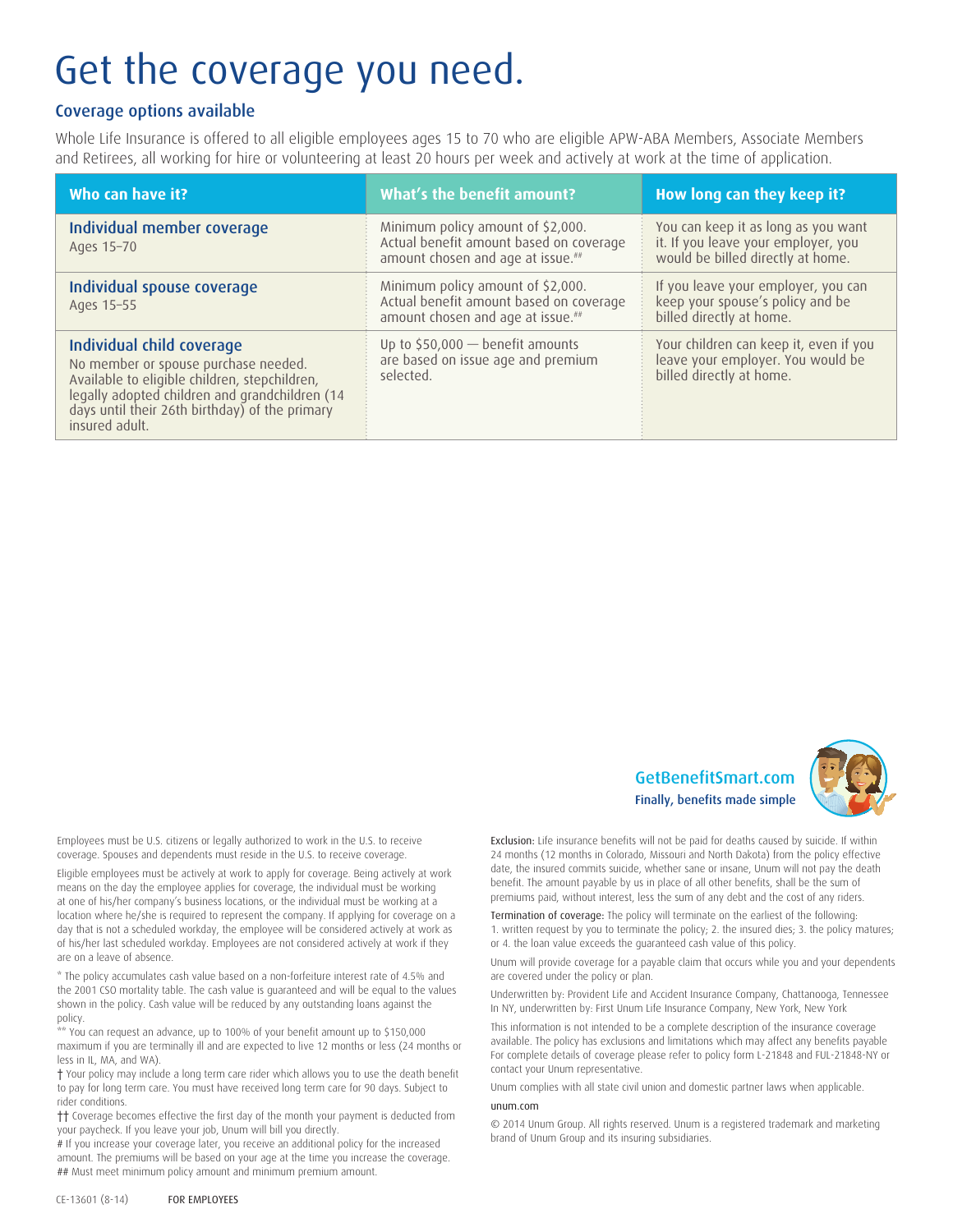# Get the coverage you need.

## Coverage options available

Whole Life Insurance is offered to all eligible employees ages 15 to 70 who are eligible APW-ABA Members, Associate Members and Retirees, all working for hire or volunteering at least 20 hours per week and actively at work at the time of application.

| Who can have it? | What's the benefit amount? | How long can they keep it? |
|---|---|---|
| **Individual member coverage** Ages 15–70 | Minimum policy amount of $2,000. Actual benefit amount based on coverage amount chosen and age at issue.## | You can keep it as long as you want it. If you leave your employer, you would be billed directly at home. |
| **Individual spouse coverage** Ages 15–55 | Minimum policy amount of $2,000. Actual benefit amount based on coverage amount chosen and age at issue.## | If you leave your employer, you can keep your spouse's policy and be billed directly at home. |
| **Individual child coverage** No member or spouse purchase needed. Available to eligible children, stepchildren, legally adopted children and grandchildren (14 days until their 26th birthday) of the primary insured adult. | Up to $50,000 — benefit amounts are based on issue age and premium selected. | Your children can keep it, even if you leave your employer. You would be billed directly at home. |

GetBenefitSmart.com
Finally, benefits made simple

Employees must be U.S. citizens or legally authorized to work in the U.S. to receive coverage. Spouses and dependents must reside in the U.S. to receive coverage.

Eligible employees must be actively at work to apply for coverage. Being actively at work means on the day the employee applies for coverage, the individual must be working at one of his/her company's business locations, or the individual must be working at a location where he/she is required to represent the company. If applying for coverage on a day that is not a scheduled workday, the employee will be considered actively at work as of his/her last scheduled workday. Employees are not considered actively at work if they are on a leave of absence.

\* The policy accumulates cash value based on a non-forfeiture interest rate of 4.5% and the 2001 CSO mortality table. The cash value is guaranteed and will be equal to the values shown in the policy. Cash value will be reduced by any outstanding loans against the policy.

\*\* You can request an advance, up to 100% of your benefit amount up to $150,000 maximum if you are terminally ill and are expected to live 12 months or less (24 months or less in IL, MA, and WA).

† Your policy may include a long term care rider which allows you to use the death benefit to pay for long term care. You must have received long term care for 90 days. Subject to rider conditions.

†† Coverage becomes effective the first day of the month your payment is deducted from your paycheck. If you leave your job, Unum will bill you directly.

\# If you increase your coverage later, you receive an additional policy for the increased amount. The premiums will be based on your age at the time you increase the coverage.

\## Must meet minimum policy amount and minimum premium amount.

Exclusion: Life insurance benefits will not be paid for deaths caused by suicide. If within 24 months (12 months in Colorado, Missouri and North Dakota) from the policy effective date, the insured commits suicide, whether sane or insane, Unum will not pay the death benefit. The amount payable by us in place of all other benefits, shall be the sum of premiums paid, without interest, less the sum of any debt and the cost of any riders.

Termination of coverage: The policy will terminate on the earliest of the following: 1. written request by you to terminate the policy; 2. the insured dies; 3. the policy matures; or 4. the loan value exceeds the guaranteed cash value of this policy.

Unum will provide coverage for a payable claim that occurs while you and your dependents are covered under the policy or plan.

Underwritten by: Provident Life and Accident Insurance Company, Chattanooga, Tennessee
In NY, underwritten by: First Unum Life Insurance Company, New York, New York

This information is not intended to be a complete description of the insurance coverage available. The policy has exclusions and limitations which may affect any benefits payable For complete details of coverage please refer to policy form L-21848 and FUL-21848-NY or contact your Unum representative.

Unum complies with all state civil union and domestic partner laws when applicable.

unum.com

© 2014 Unum Group. All rights reserved. Unum is a registered trademark and marketing brand of Unum Group and its insuring subsidiaries.

CE-13601 (8-14) FOR EMPLOYEES